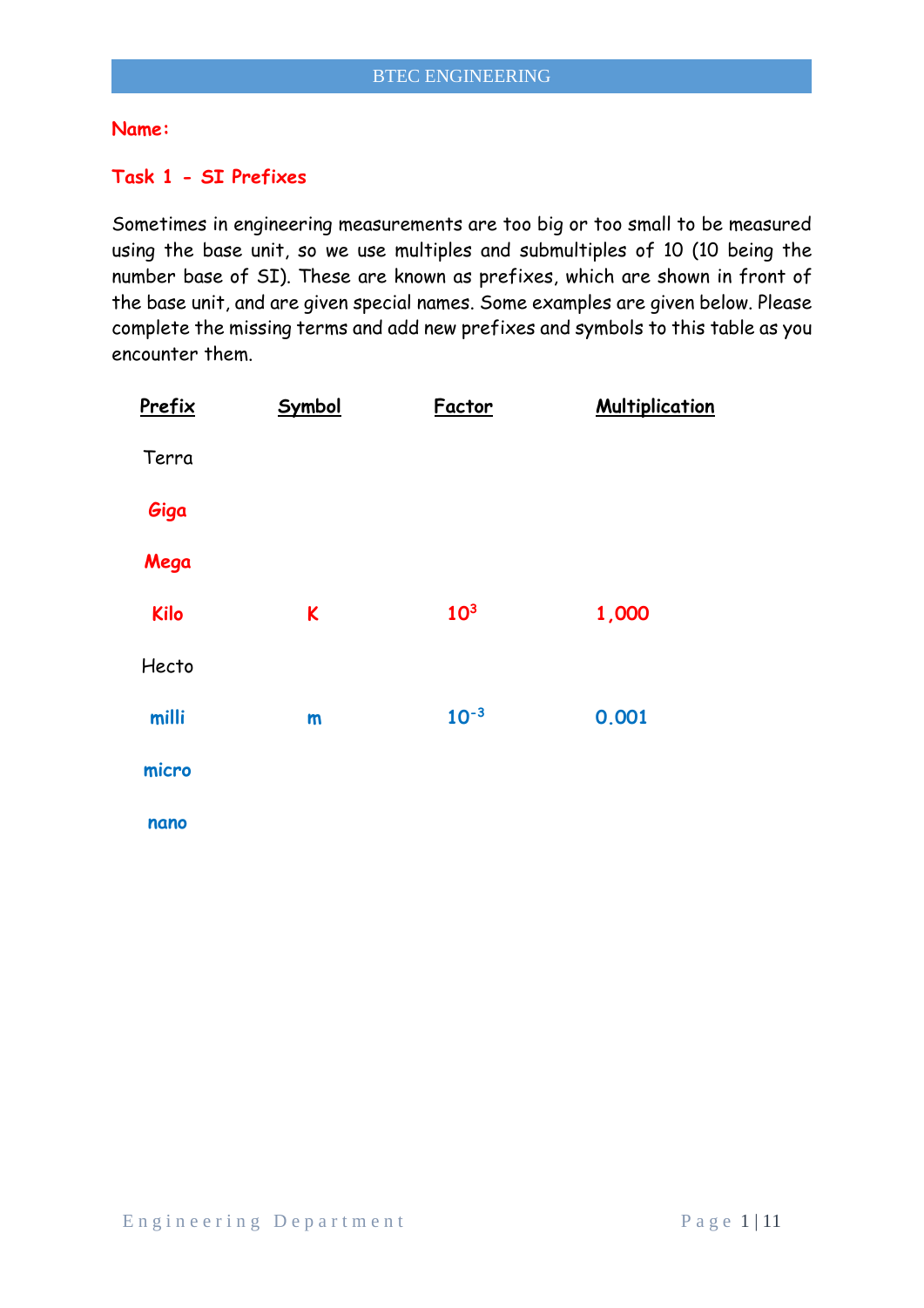**Name:**

## Task 1 - SI Prefixes

Sometimes in engineering measurements are too big or too small to be measured using the base unit, so we use multiples and submultiples of 10 (10 being the number base of SI). These are known as prefixes, which are shown in front of the base unit, and are given special names. Some examples are given below. Please complete the missing terms and add new prefixes and symbols to this table as you encounter them.

| Prefix | Symbol | Factor | Multiplication |
|---|---|---|---|
| Terra | | | |
| Giga | | | |
| Mega | | | |
| Kilo | K | $10^3$ | 1,000 |
| Hecto | | | |
| milli | m | $10^{-3}$ | 0.001 |
| micro | | | |
| nano | | | |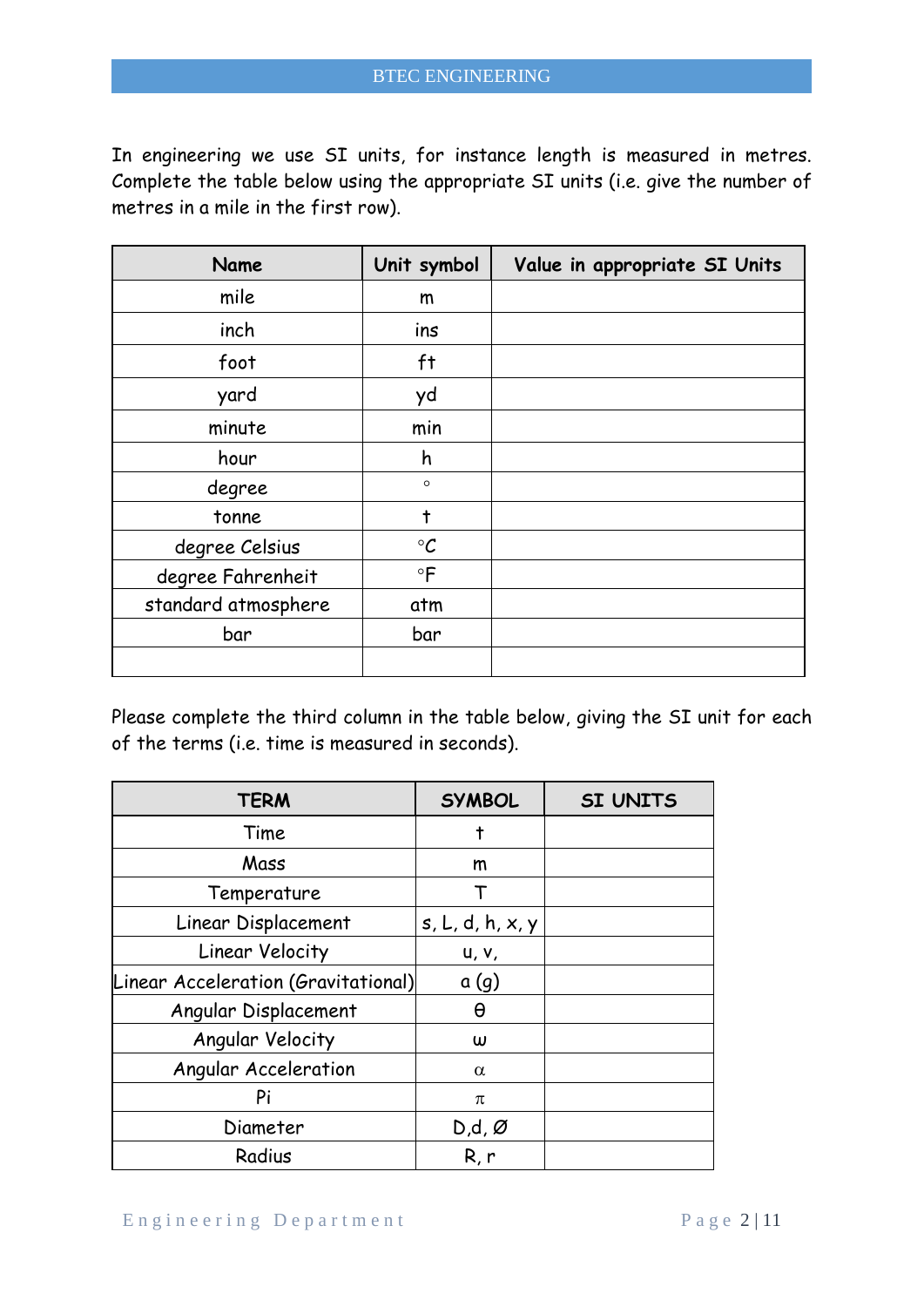In engineering we use SI units, for instance length is measured in metres. Complete the table below using the appropriate SI units (i.e. give the number of metres in a mile in the first row).

| Name | Unit symbol | Value in appropriate SI Units |
|---|---|---|
| mile | m | |
| inch | ins | |
| foot | ft | |
| yard | yd | |
| minute | min | |
| hour | h | |
| degree | ° | |
| tonne | t | |
| degree Celsius | °C | |
| degree Fahrenheit | °F | |
| standard atmosphere | atm | |
| bar | bar | |
| | | |

Please complete the third column in the table below, giving the SI unit for each of the terms (i.e. time is measured in seconds).

| TERM | SYMBOL | SI UNITS |
|---|---|---|
| Time | t | |
| Mass | m | |
| Temperature | T | |
| Linear Displacement | s, L, d, h, x, y | |
| Linear Velocity | u, v, | |
| Linear Acceleration (Gravitational) | a (g) | |
| Angular Displacement | θ | |
| Angular Velocity | ω | |
| Angular Acceleration | α | |
| Pi | π | |
| Diameter | D,d, Ø | |
| Radius | R, r | |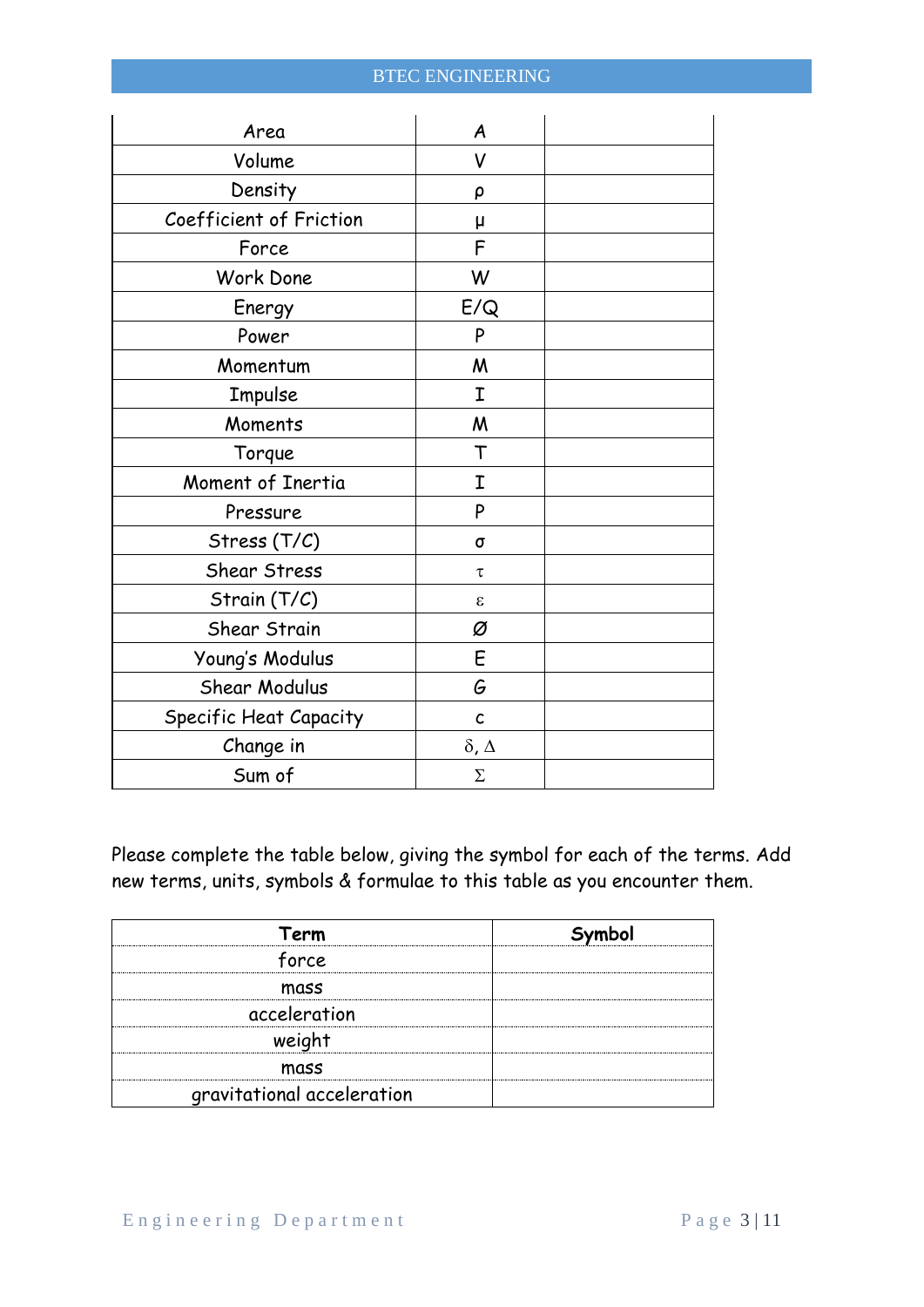| | | |
|---|---|---|
| Area | A | |
| Volume | V | |
| Density | ρ | |
| Coefficient of Friction | μ | |
| Force | F | |
| Work Done | W | |
| Energy | E/Q | |
| Power | P | |
| Momentum | M | |
| Impulse | I | |
| Moments | M | |
| Torque | T | |
| Moment of Inertia | I | |
| Pressure | P | |
| Stress (T/C) | σ | |
| Shear Stress | τ | |
| Strain (T/C) | ε | |
| Shear Strain | Ø | |
| Young's Modulus | E | |
| Shear Modulus | G | |
| Specific Heat Capacity | c | |
| Change in | δ, Δ | |
| Sum of | Σ | |

Please complete the table below, giving the symbol for each of the terms. Add new terms, units, symbols & formulae to this table as you encounter them.

| Term | Symbol |
|---|---|
| force | |
| mass | |
| acceleration | |
| weight | |
| mass | |
| gravitational acceleration | |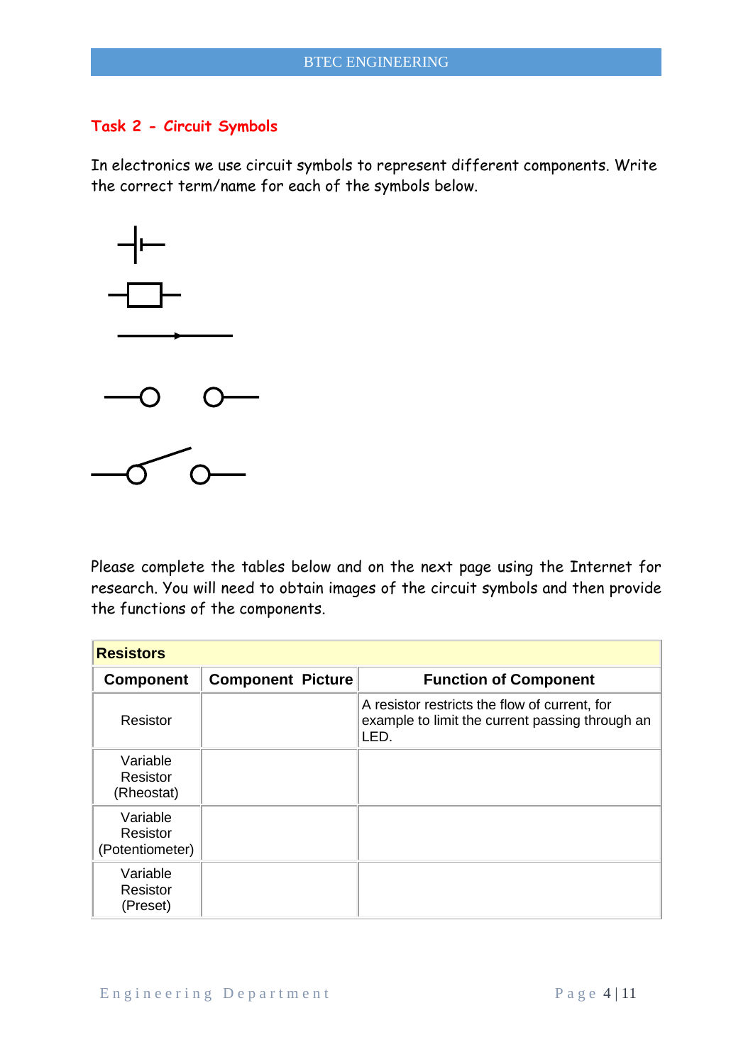## Task 2 - Circuit Symbols

In electronics we use circuit symbols to represent different components. Write the correct term/name for each of the symbols below.

Please complete the tables below and on the next page using the Internet for research. You will need to obtain images of the circuit symbols and then provide the functions of the components.

| Resistors | | |
|---|---|---|
| **Component** | **Component Picture** | **Function of Component** |
| Resistor | | A resistor restricts the flow of current, for example to limit the current passing through an LED. |
| Variable Resistor (Rheostat) | | |
| Variable Resistor (Potentiometer) | | |
| Variable Resistor (Preset) | | |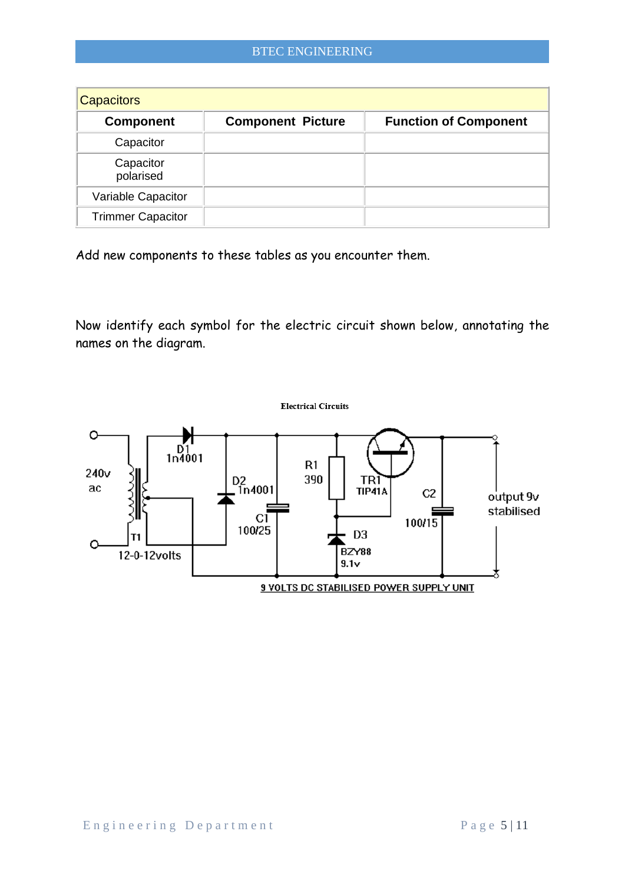| Capacitors | | |
|---|---|---|
| **Component** | **Component Picture** | **Function of Component** |
| Capacitor | | |
| Capacitor polarised | | |
| Variable Capacitor | | |
| Trimmer Capacitor | | |

Add new components to these tables as you encounter them.

Now identify each symbol for the electric circuit shown below, annotating the names on the diagram.

**Electrical Circuits**

240v ac

T1

12-0-12volts

D1 1n4001

D2 1n4001

C1 100/25

R1 390

TR1 TIP41A

D3 BZY88 9.1v

C2 100/15

output 9v stabilised

9 VOLTS DC STABILISED POWER SUPPLY UNIT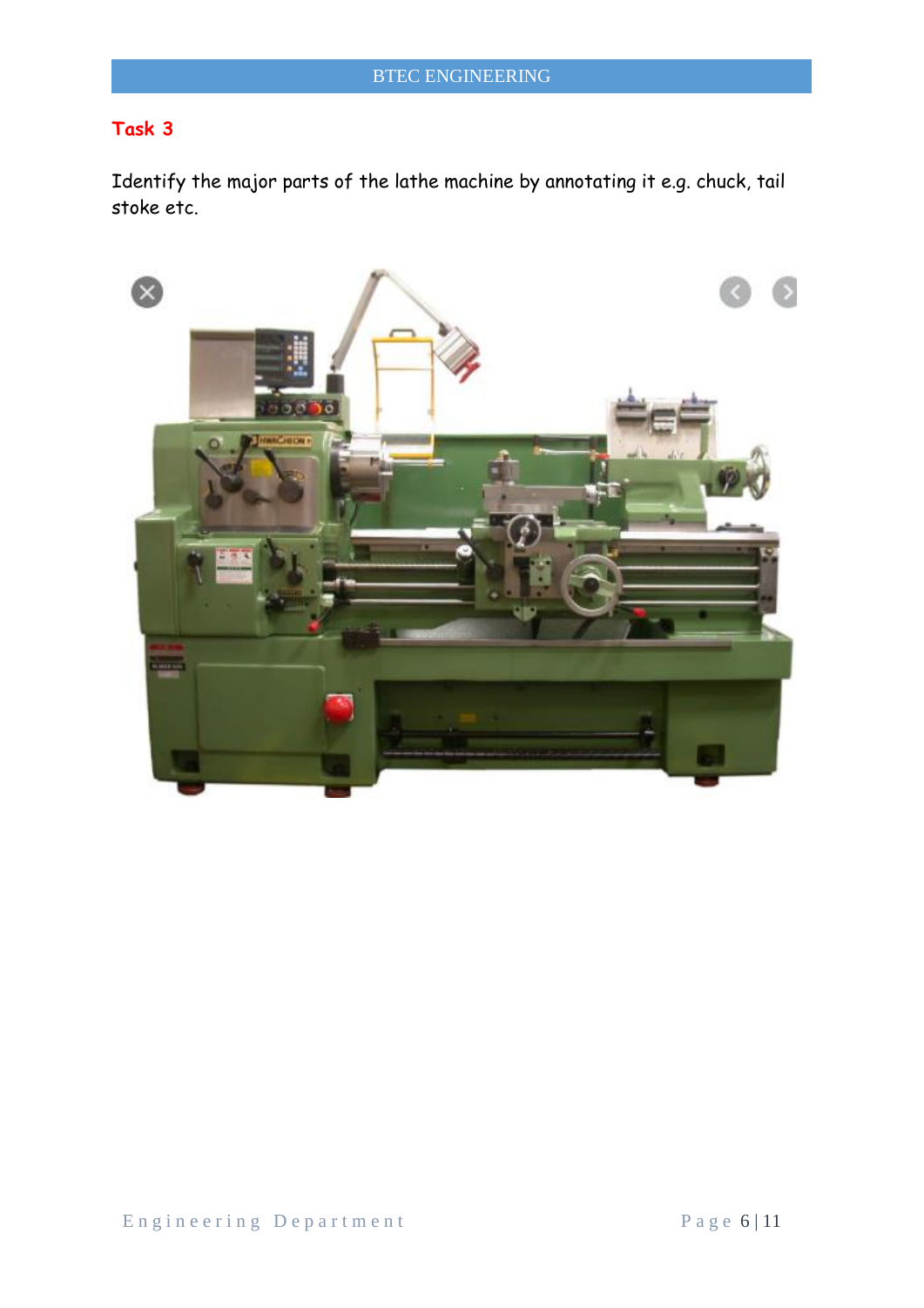## Task 3

Identify the major parts of the lathe machine by annotating it e.g. chuck, tail stoke etc.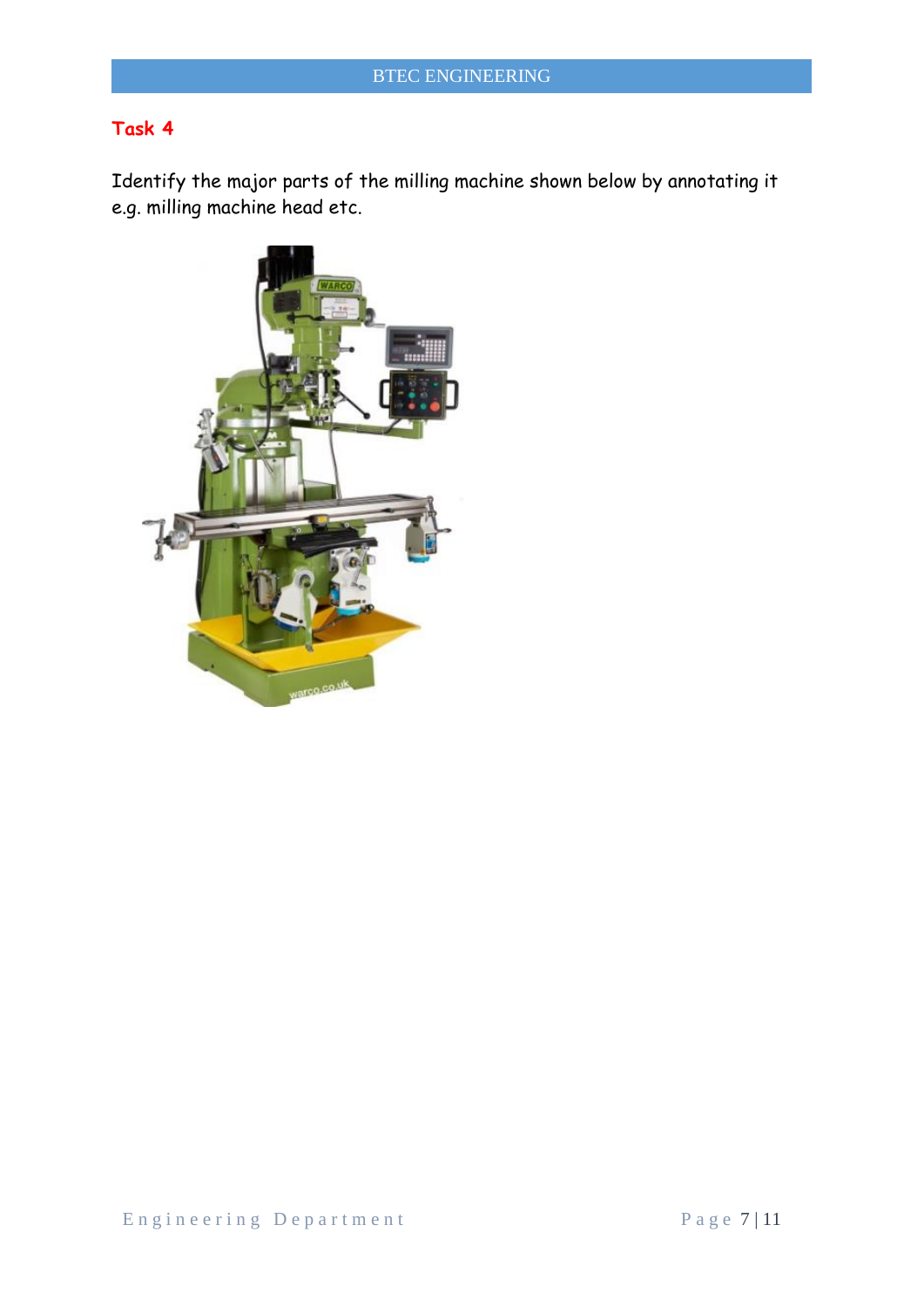## Task 4

Identify the major parts of the milling machine shown below by annotating it e.g. milling machine head etc.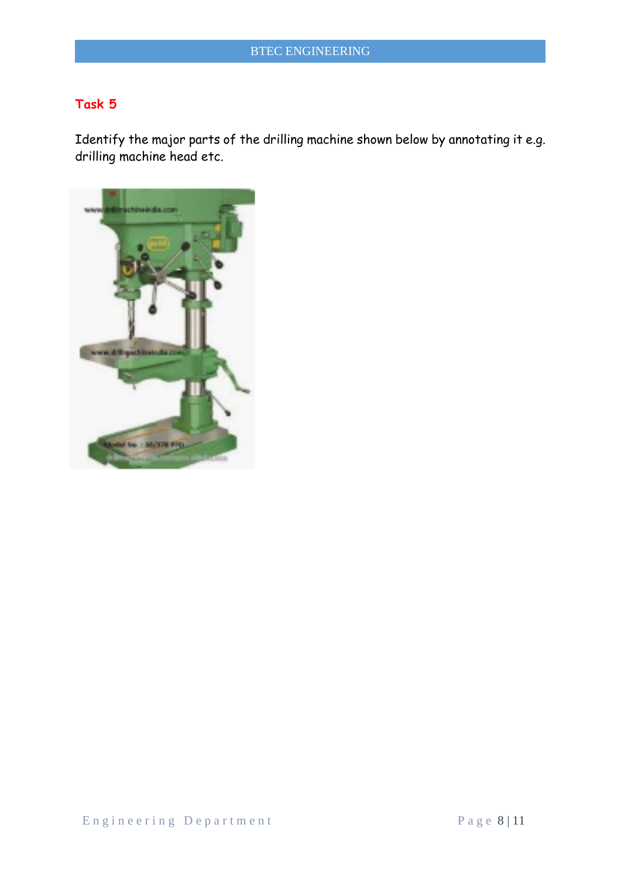## Task 5

Identify the major parts of the drilling machine shown below by annotating it e.g. drilling machine head etc.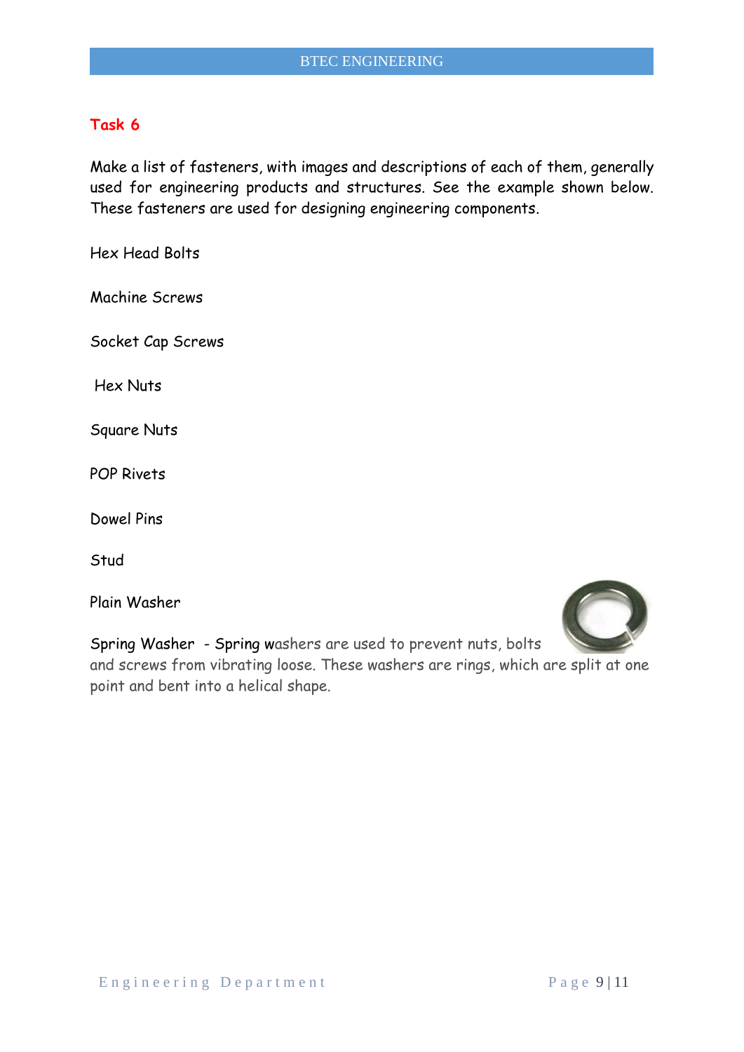## Task 6

Make a list of fasteners, with images and descriptions of each of them, generally used for engineering products and structures. See the example shown below. These fasteners are used for designing engineering components.

Hex Head Bolts

Machine Screws

Socket Cap Screws

Hex Nuts

Square Nuts

POP Rivets

Dowel Pins

Stud

Plain Washer

Spring Washer - Spring washers are used to prevent nuts, bolts and screws from vibrating loose. These washers are rings, which are split at one point and bent into a helical shape.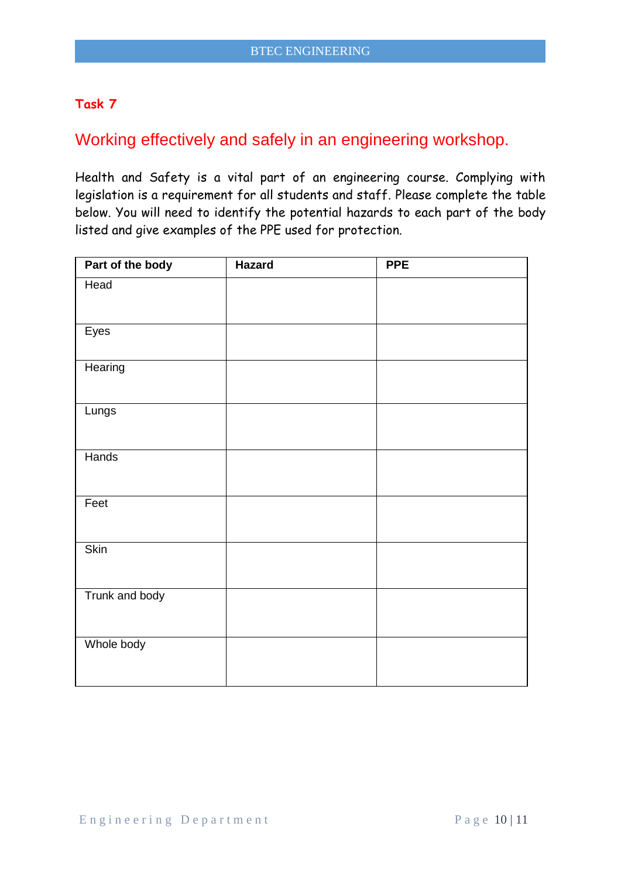## Task 7

# Working effectively and safely in an engineering workshop.

Health and Safety is a vital part of an engineering course. Complying with legislation is a requirement for all students and staff. Please complete the table below. You will need to identify the potential hazards to each part of the body listed and give examples of the PPE used for protection.

| Part of the body | Hazard | PPE |
|---|---|---|
| Head | | |
| Eyes | | |
| Hearing | | |
| Lungs | | |
| Hands | | |
| Feet | | |
| Skin | | |
| Trunk and body | | |
| Whole body | | |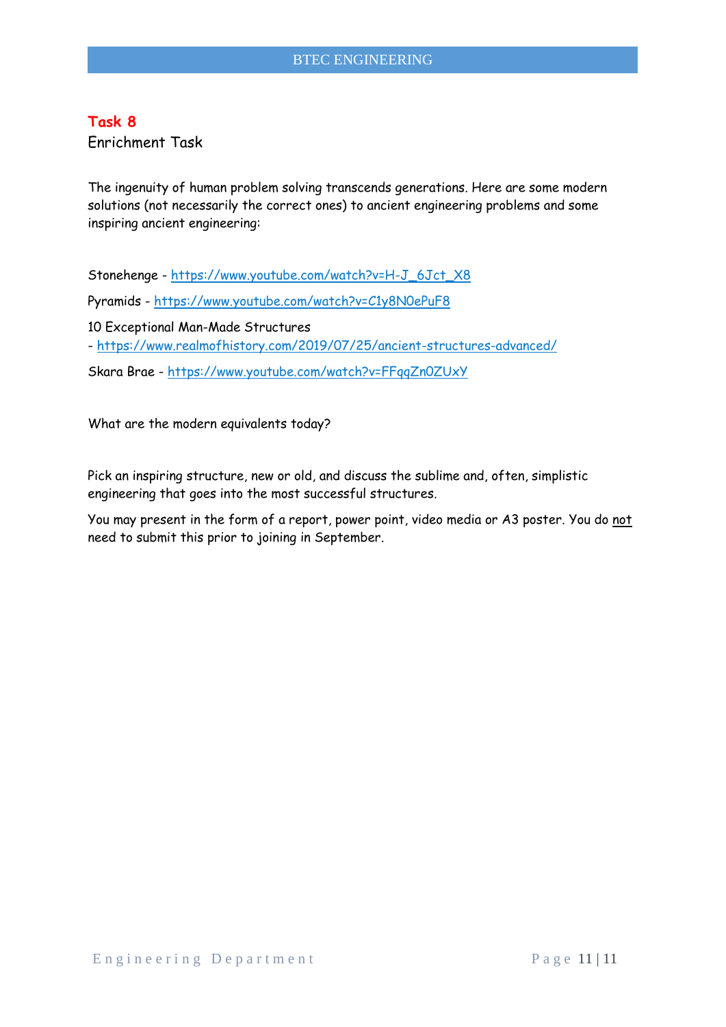## Task 8

Enrichment Task

The ingenuity of human problem solving transcends generations. Here are some modern solutions (not necessarily the correct ones) to ancient engineering problems and some inspiring ancient engineering:

Stonehenge - https://www.youtube.com/watch?v=H-J_6Jct_X8

Pyramids - https://www.youtube.com/watch?v=C1y8N0ePuF8

10 Exceptional Man-Made Structures
- https://www.realmofhistory.com/2019/07/25/ancient-structures-advanced/

Skara Brae - https://www.youtube.com/watch?v=FFqqZn0ZUxY

What are the modern equivalents today?

Pick an inspiring structure, new or old, and discuss the sublime and, often, simplistic engineering that goes into the most successful structures.

You may present in the form of a report, power point, video media or A3 poster. You do <u>not</u> need to submit this prior to joining in September.